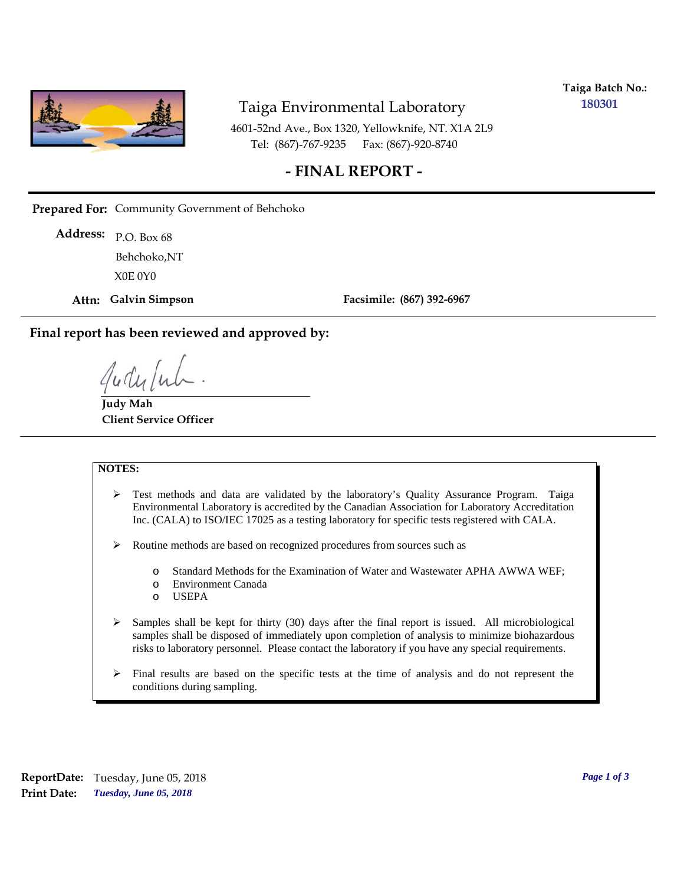**Taiga Batch No.:** **180301**

# Taiga Environmental Laboratory

4601-52nd Ave., Box 1320, Yellowknife, NT. X1A 2L9
Tel: (867)-767-9235 Fax: (867)-920-8740

## - FINAL REPORT -

**Prepared For:** Community Government of Behchoko

**Address:** P.O. Box 68
Behchoko,NT
X0E 0Y0

**Attn: Galvin Simpson** **Facsimile: (867) 392-6967**

**Final report has been reviewed and approved by:**

**Judy Mah**
**Client Service Officer**

**NOTES:**

- Test methods and data are validated by the laboratory's Quality Assurance Program. Taiga Environmental Laboratory is accredited by the Canadian Association for Laboratory Accreditation Inc. (CALA) to ISO/IEC 17025 as a testing laboratory for specific tests registered with CALA.
- Routine methods are based on recognized procedures from sources such as
  - Standard Methods for the Examination of Water and Wastewater APHA AWWA WEF;
  - Environment Canada
  - USEPA
- Samples shall be kept for thirty (30) days after the final report is issued. All microbiological samples shall be disposed of immediately upon completion of analysis to minimize biohazardous risks to laboratory personnel. Please contact the laboratory if you have any special requirements.
- Final results are based on the specific tests at the time of analysis and do not represent the conditions during sampling.

**ReportDate:** Tuesday, June 05, 2018
**Print Date:** ***Tuesday, June 05, 2018***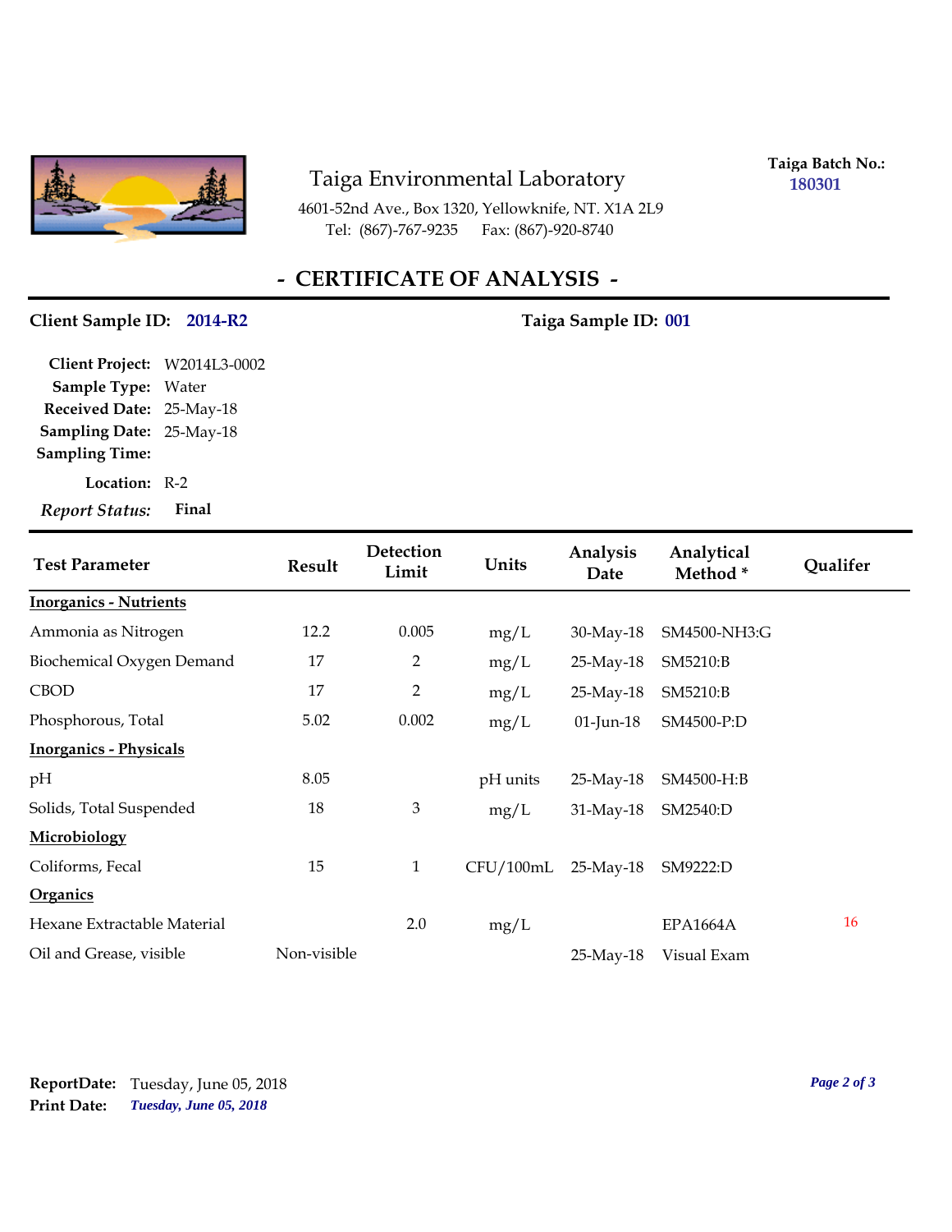Taiga Environmental Laboratory

4601-52nd Ave., Box 1320, Yellowknife, NT. X1A 2L9
Tel: (867)-767-9235 Fax: (867)-920-8740

**Taiga Batch No.:** 180301

# - CERTIFICATE OF ANALYSIS -

**Client Sample ID:** 2014-R2

**Taiga Sample ID:** 001

**Client Project:** W2014L3-0002
**Sample Type:** Water
**Received Date:** 25-May-18
**Sampling Date:** 25-May-18
**Sampling Time:**
**Location:** R-2
***Report Status:*** **Final**

| Test Parameter | Result | Detection Limit | Units | Analysis Date | Analytical Method * | Qualifer |
|---|---|---|---|---|---|---|
| **Inorganics - Nutrients** | | | | | | |
| Ammonia as Nitrogen | 12.2 | 0.005 | mg/L | 30-May-18 | SM4500-NH3:G | |
| Biochemical Oxygen Demand | 17 | 2 | mg/L | 25-May-18 | SM5210:B | |
| CBOD | 17 | 2 | mg/L | 25-May-18 | SM5210:B | |
| Phosphorous, Total | 5.02 | 0.002 | mg/L | 01-Jun-18 | SM4500-P:D | |
| **Inorganics - Physicals** | | | | | | |
| pH | 8.05 | | pH units | 25-May-18 | SM4500-H:B | |
| Solids, Total Suspended | 18 | 3 | mg/L | 31-May-18 | SM2540:D | |
| **Microbiology** | | | | | | |
| Coliforms, Fecal | 15 | 1 | CFU/100mL | 25-May-18 | SM9222:D | |
| **Organics** | | | | | | |
| Hexane Extractable Material | | 2.0 | mg/L | | EPA1664A | 16 |
| Oil and Grease, visible | Non-visible | | | 25-May-18 | Visual Exam | |

**ReportDate:** Tuesday, June 05, 2018
**Print Date:** *Tuesday, June 05, 2018*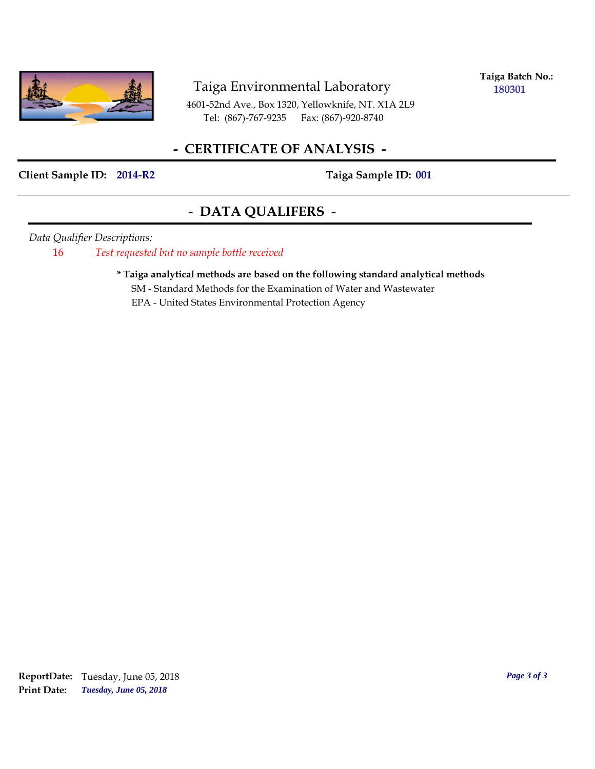Taiga Environmental Laboratory

4601-52nd Ave., Box 1320, Yellowknife, NT. X1A 2L9

Tel: (867)-767-9235 Fax: (867)-920-8740

**Taiga Batch No.:** 180301

## - CERTIFICATE OF ANALYSIS -

**Client Sample ID:** 2014-R2 **Taiga Sample ID:** 001

## - DATA QUALIFERS -

*Data Qualifier Descriptions:*

16 *Test requested but no sample bottle received*

**\* Taiga analytical methods are based on the following standard analytical methods**

SM - Standard Methods for the Examination of Water and Wastewater

EPA - United States Environmental Protection Agency

**ReportDate:** Tuesday, June 05, 2018

**Print Date:** ***Tuesday, June 05, 2018***